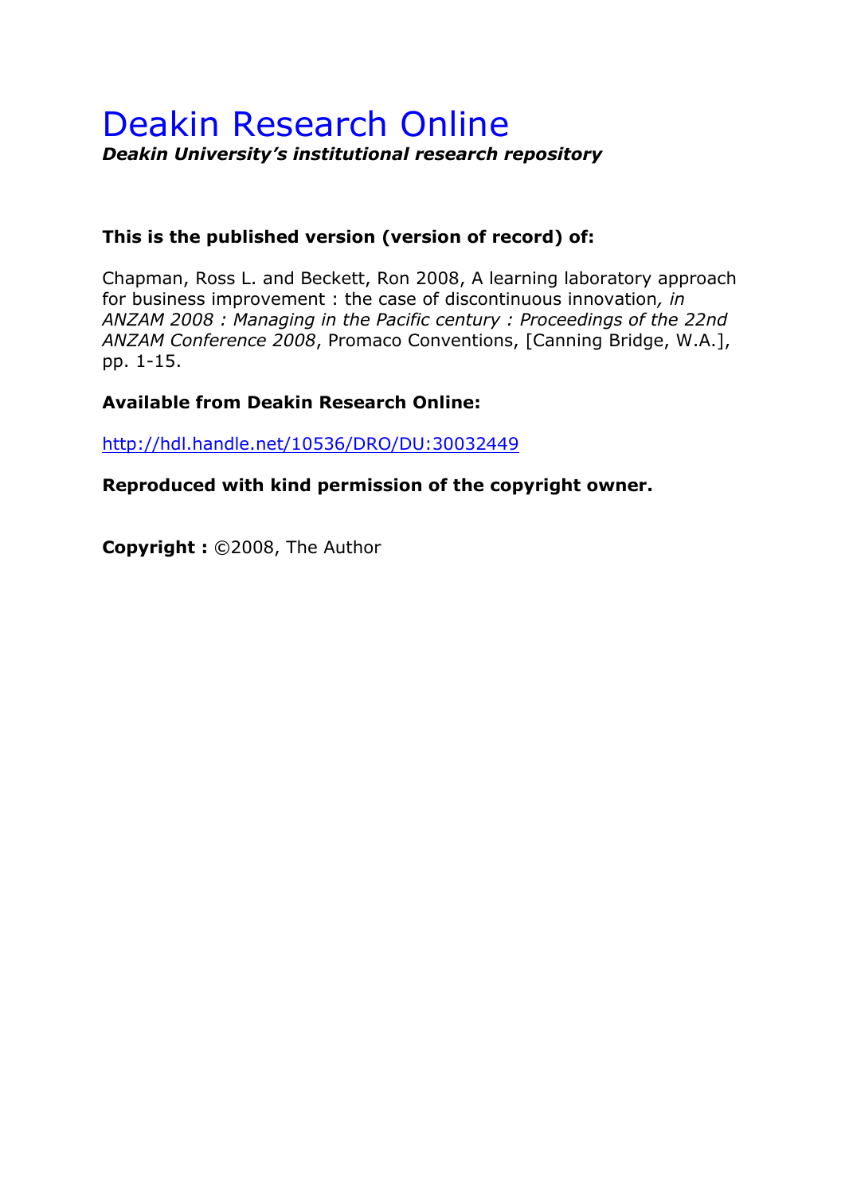# Deakin Research Online

***Deakin University's institutional research repository***

**This is the published version (version of record) of:**

Chapman, Ross L. and Beckett, Ron 2008, A learning laboratory approach for business improvement : the case of discontinuous innovation*, in ANZAM 2008 : Managing in the Pacific century : Proceedings of the 22nd ANZAM Conference 2008*, Promaco Conventions, [Canning Bridge, W.A.], pp. 1-15.

**Available from Deakin Research Online:**

http://hdl.handle.net/10536/DRO/DU:30032449

**Reproduced with kind permission of the copyright owner.**

**Copyright :** ©2008, The Author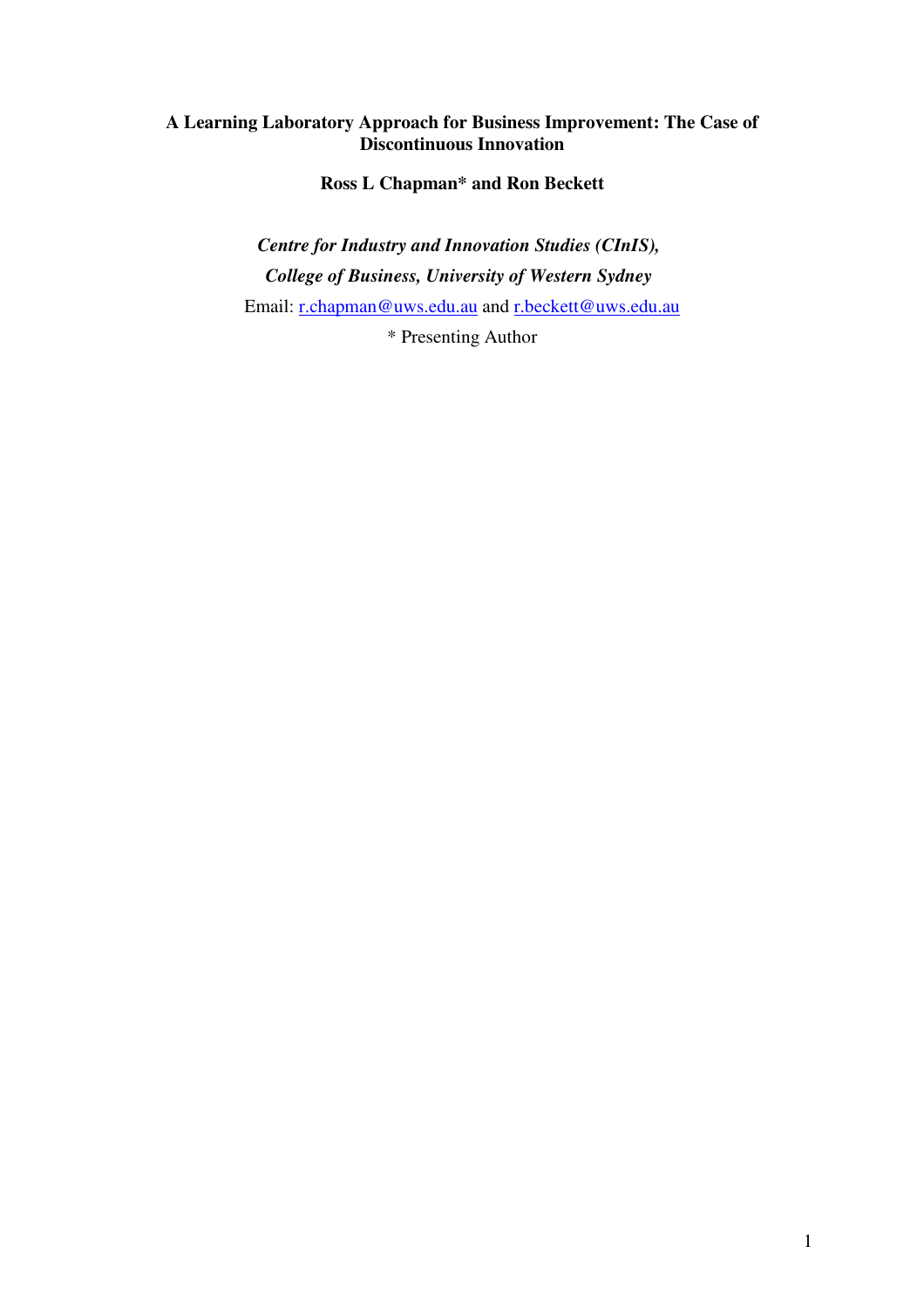**A Learning Laboratory Approach for Business Improvement: The Case of Discontinuous Innovation**

**Ross L Chapman* and Ron Beckett**

***Centre for Industry and Innovation Studies (CInIS),***

***College of Business, University of Western Sydney***

Email: r.chapman@uws.edu.au and r.beckett@uws.edu.au

* Presenting Author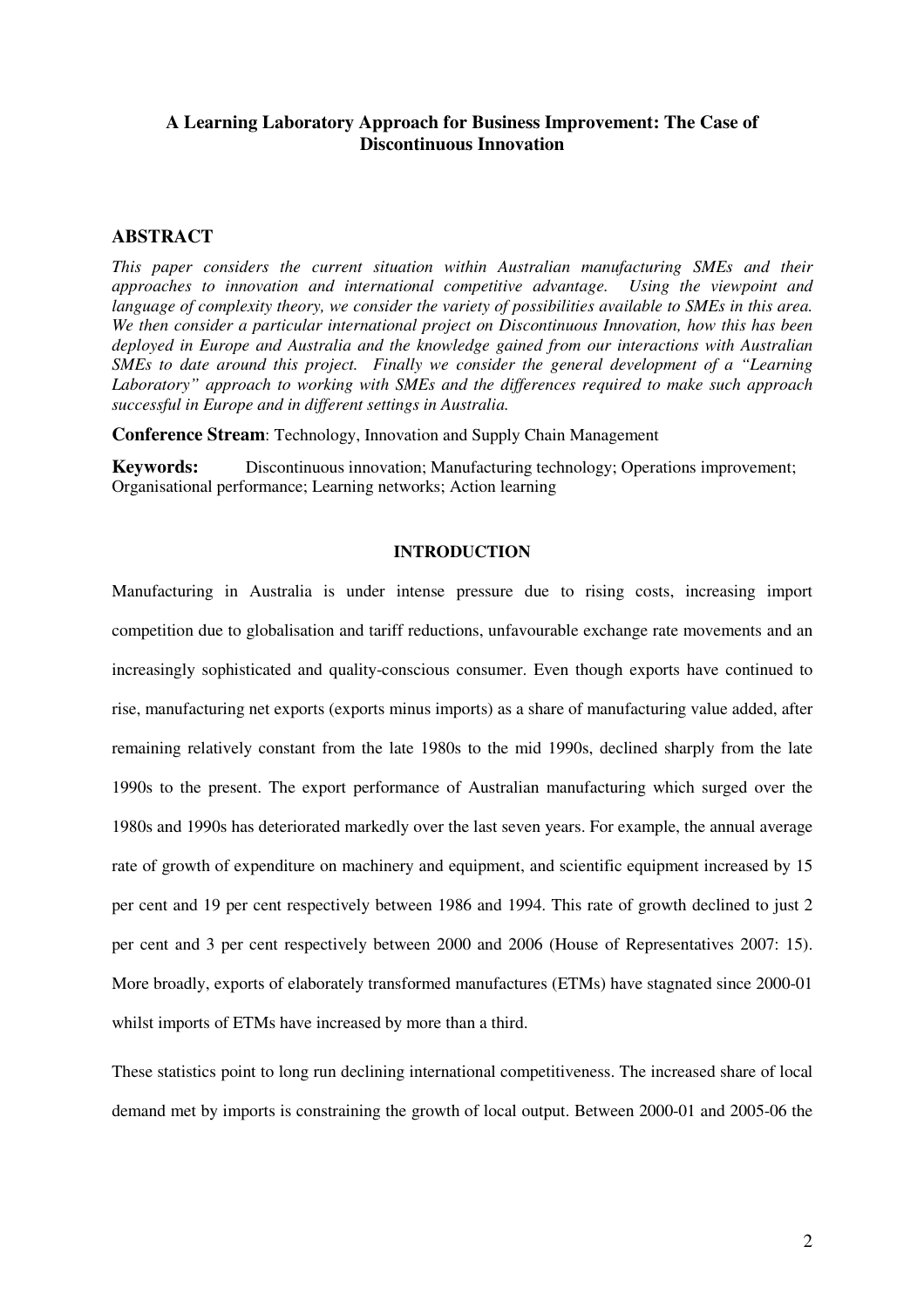# A Learning Laboratory Approach for Business Improvement: The Case of Discontinuous Innovation

## ABSTRACT

*This paper considers the current situation within Australian manufacturing SMEs and their approaches to innovation and international competitive advantage. Using the viewpoint and language of complexity theory, we consider the variety of possibilities available to SMEs in this area. We then consider a particular international project on Discontinuous Innovation, how this has been deployed in Europe and Australia and the knowledge gained from our interactions with Australian SMEs to date around this project. Finally we consider the general development of a "Learning Laboratory" approach to working with SMEs and the differences required to make such approach successful in Europe and in different settings in Australia.*

**Conference Stream**: Technology, Innovation and Supply Chain Management

**Keywords:** Discontinuous innovation; Manufacturing technology; Operations improvement; Organisational performance; Learning networks; Action learning

## INTRODUCTION

Manufacturing in Australia is under intense pressure due to rising costs, increasing import competition due to globalisation and tariff reductions, unfavourable exchange rate movements and an increasingly sophisticated and quality-conscious consumer. Even though exports have continued to rise, manufacturing net exports (exports minus imports) as a share of manufacturing value added, after remaining relatively constant from the late 1980s to the mid 1990s, declined sharply from the late 1990s to the present. The export performance of Australian manufacturing which surged over the 1980s and 1990s has deteriorated markedly over the last seven years. For example, the annual average rate of growth of expenditure on machinery and equipment, and scientific equipment increased by 15 per cent and 19 per cent respectively between 1986 and 1994. This rate of growth declined to just 2 per cent and 3 per cent respectively between 2000 and 2006 (House of Representatives 2007: 15). More broadly, exports of elaborately transformed manufactures (ETMs) have stagnated since 2000-01 whilst imports of ETMs have increased by more than a third.

These statistics point to long run declining international competitiveness. The increased share of local demand met by imports is constraining the growth of local output. Between 2000-01 and 2005-06 the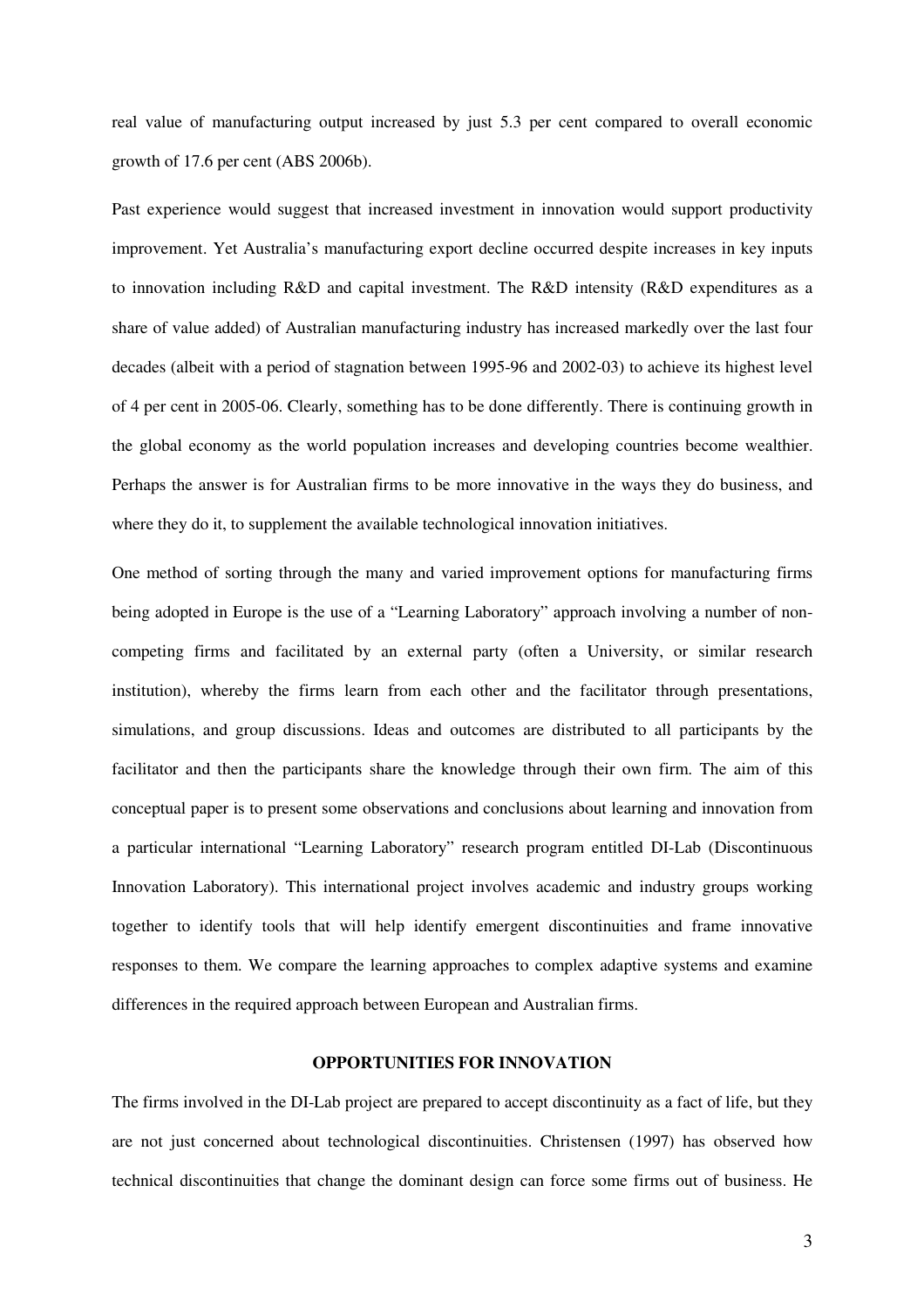real value of manufacturing output increased by just 5.3 per cent compared to overall economic growth of 17.6 per cent (ABS 2006b).

Past experience would suggest that increased investment in innovation would support productivity improvement. Yet Australia's manufacturing export decline occurred despite increases in key inputs to innovation including R&D and capital investment. The R&D intensity (R&D expenditures as a share of value added) of Australian manufacturing industry has increased markedly over the last four decades (albeit with a period of stagnation between 1995-96 and 2002-03) to achieve its highest level of 4 per cent in 2005-06. Clearly, something has to be done differently. There is continuing growth in the global economy as the world population increases and developing countries become wealthier. Perhaps the answer is for Australian firms to be more innovative in the ways they do business, and where they do it, to supplement the available technological innovation initiatives.

One method of sorting through the many and varied improvement options for manufacturing firms being adopted in Europe is the use of a "Learning Laboratory" approach involving a number of non-competing firms and facilitated by an external party (often a University, or similar research institution), whereby the firms learn from each other and the facilitator through presentations, simulations, and group discussions. Ideas and outcomes are distributed to all participants by the facilitator and then the participants share the knowledge through their own firm. The aim of this conceptual paper is to present some observations and conclusions about learning and innovation from a particular international "Learning Laboratory" research program entitled DI-Lab (Discontinuous Innovation Laboratory). This international project involves academic and industry groups working together to identify tools that will help identify emergent discontinuities and frame innovative responses to them. We compare the learning approaches to complex adaptive systems and examine differences in the required approach between European and Australian firms.

## OPPORTUNITIES FOR INNOVATION

The firms involved in the DI-Lab project are prepared to accept discontinuity as a fact of life, but they are not just concerned about technological discontinuities. Christensen (1997) has observed how technical discontinuities that change the dominant design can force some firms out of business. He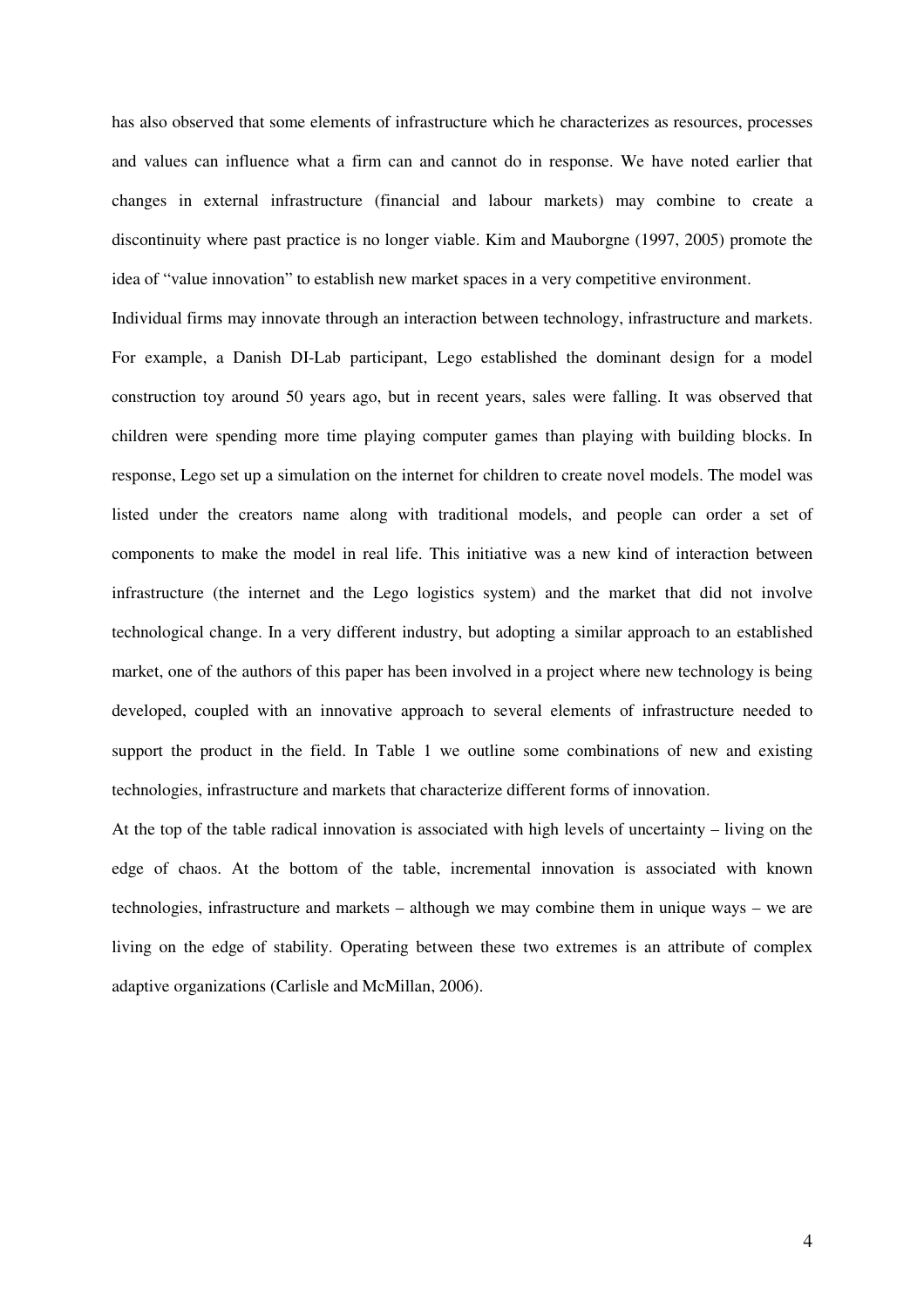has also observed that some elements of infrastructure which he characterizes as resources, processes and values can influence what a firm can and cannot do in response. We have noted earlier that changes in external infrastructure (financial and labour markets) may combine to create a discontinuity where past practice is no longer viable. Kim and Mauborgne (1997, 2005) promote the idea of "value innovation" to establish new market spaces in a very competitive environment.

Individual firms may innovate through an interaction between technology, infrastructure and markets. For example, a Danish DI-Lab participant, Lego established the dominant design for a model construction toy around 50 years ago, but in recent years, sales were falling. It was observed that children were spending more time playing computer games than playing with building blocks. In response, Lego set up a simulation on the internet for children to create novel models. The model was listed under the creators name along with traditional models, and people can order a set of components to make the model in real life. This initiative was a new kind of interaction between infrastructure (the internet and the Lego logistics system) and the market that did not involve technological change. In a very different industry, but adopting a similar approach to an established market, one of the authors of this paper has been involved in a project where new technology is being developed, coupled with an innovative approach to several elements of infrastructure needed to support the product in the field. In Table 1 we outline some combinations of new and existing technologies, infrastructure and markets that characterize different forms of innovation.

At the top of the table radical innovation is associated with high levels of uncertainty – living on the edge of chaos. At the bottom of the table, incremental innovation is associated with known technologies, infrastructure and markets – although we may combine them in unique ways – we are living on the edge of stability. Operating between these two extremes is an attribute of complex adaptive organizations (Carlisle and McMillan, 2006).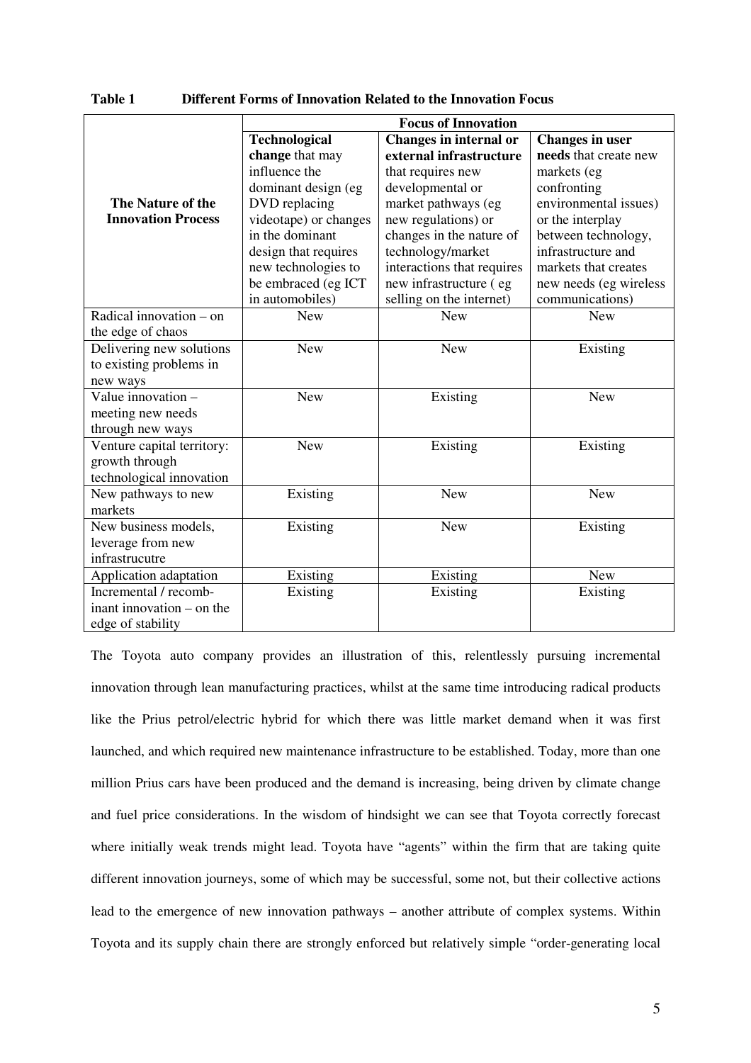**Table 1 Different Forms of Innovation Related to the Innovation Focus**

| The Nature of the Innovation Process | Focus of Innovation | | |
|---|---|---|---|
| | **Technological change** that may influence the dominant design (eg DVD replacing videotape) or changes in the dominant design that requires new technologies to be embraced (eg ICT in automobiles) | **Changes in internal or external infrastructure** that requires new developmental or market pathways (eg new regulations) or changes in the nature of technology/market interactions that requires new infrastructure ( eg selling on the internet) | **Changes in user needs** that create new markets (eg confronting environmental issues) or the interplay between technology, infrastructure and markets that creates new needs (eg wireless communications) |
| Radical innovation – on the edge of chaos | New | New | New |
| Delivering new solutions to existing problems in new ways | New | New | Existing |
| Value innovation – meeting new needs through new ways | New | Existing | New |
| Venture capital territory: growth through technological innovation | New | Existing | Existing |
| New pathways to new markets | Existing | New | New |
| New business models, leverage from new infrastrucutre | Existing | New | Existing |
| Application adaptation | Existing | Existing | New |
| Incremental / recomb-inant innovation – on the edge of stability | Existing | Existing | Existing |

The Toyota auto company provides an illustration of this, relentlessly pursuing incremental innovation through lean manufacturing practices, whilst at the same time introducing radical products like the Prius petrol/electric hybrid for which there was little market demand when it was first launched, and which required new maintenance infrastructure to be established. Today, more than one million Prius cars have been produced and the demand is increasing, being driven by climate change and fuel price considerations. In the wisdom of hindsight we can see that Toyota correctly forecast where initially weak trends might lead. Toyota have "agents" within the firm that are taking quite different innovation journeys, some of which may be successful, some not, but their collective actions lead to the emergence of new innovation pathways – another attribute of complex systems. Within Toyota and its supply chain there are strongly enforced but relatively simple "order-generating local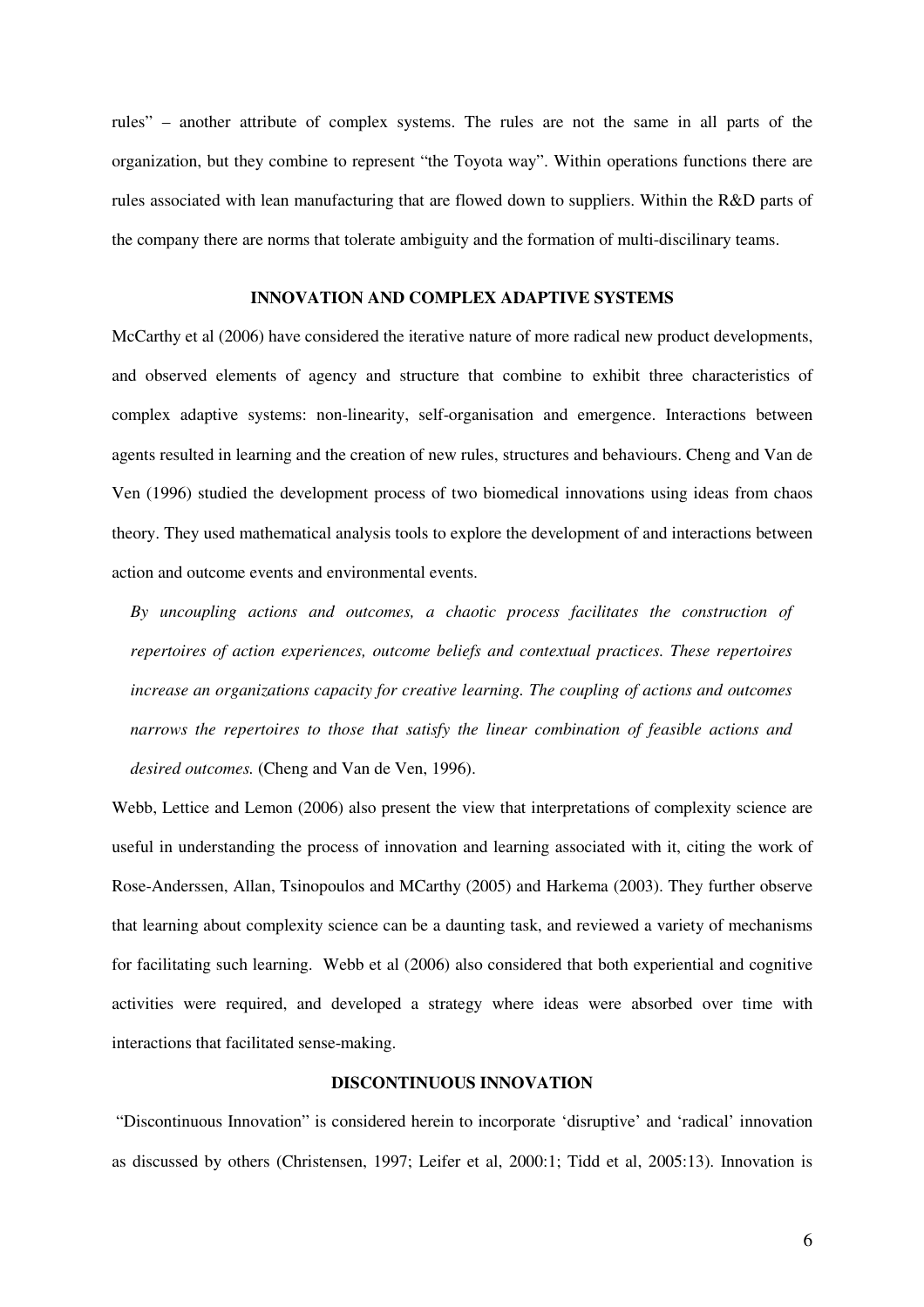rules" – another attribute of complex systems. The rules are not the same in all parts of the organization, but they combine to represent "the Toyota way". Within operations functions there are rules associated with lean manufacturing that are flowed down to suppliers. Within the R&D parts of the company there are norms that tolerate ambiguity and the formation of multi-discilinary teams.

## INNOVATION AND COMPLEX ADAPTIVE SYSTEMS

McCarthy et al (2006) have considered the iterative nature of more radical new product developments, and observed elements of agency and structure that combine to exhibit three characteristics of complex adaptive systems: non-linearity, self-organisation and emergence. Interactions between agents resulted in learning and the creation of new rules, structures and behaviours. Cheng and Van de Ven (1996) studied the development process of two biomedical innovations using ideas from chaos theory. They used mathematical analysis tools to explore the development of and interactions between action and outcome events and environmental events.

> *By uncoupling actions and outcomes, a chaotic process facilitates the construction of repertoires of action experiences, outcome beliefs and contextual practices. These repertoires increase an organizations capacity for creative learning. The coupling of actions and outcomes narrows the repertoires to those that satisfy the linear combination of feasible actions and desired outcomes.* (Cheng and Van de Ven, 1996).

Webb, Lettice and Lemon (2006) also present the view that interpretations of complexity science are useful in understanding the process of innovation and learning associated with it, citing the work of Rose-Anderssen, Allan, Tsinopoulos and MCarthy (2005) and Harkema (2003). They further observe that learning about complexity science can be a daunting task, and reviewed a variety of mechanisms for facilitating such learning. Webb et al (2006) also considered that both experiential and cognitive activities were required, and developed a strategy where ideas were absorbed over time with interactions that facilitated sense-making.

## DISCONTINUOUS INNOVATION

"Discontinuous Innovation" is considered herein to incorporate 'disruptive' and 'radical' innovation as discussed by others (Christensen, 1997; Leifer et al, 2000:1; Tidd et al, 2005:13). Innovation is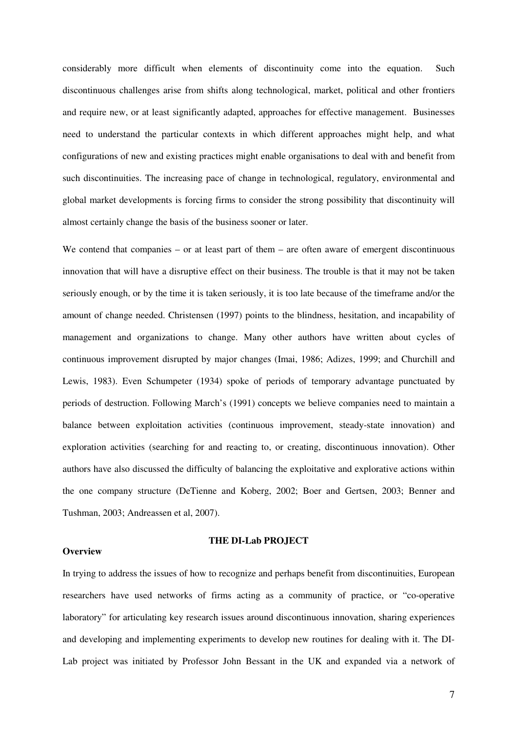considerably more difficult when elements of discontinuity come into the equation. Such discontinuous challenges arise from shifts along technological, market, political and other frontiers and require new, or at least significantly adapted, approaches for effective management. Businesses need to understand the particular contexts in which different approaches might help, and what configurations of new and existing practices might enable organisations to deal with and benefit from such discontinuities. The increasing pace of change in technological, regulatory, environmental and global market developments is forcing firms to consider the strong possibility that discontinuity will almost certainly change the basis of the business sooner or later.

We contend that companies – or at least part of them – are often aware of emergent discontinuous innovation that will have a disruptive effect on their business. The trouble is that it may not be taken seriously enough, or by the time it is taken seriously, it is too late because of the timeframe and/or the amount of change needed. Christensen (1997) points to the blindness, hesitation, and incapability of management and organizations to change. Many other authors have written about cycles of continuous improvement disrupted by major changes (Imai, 1986; Adizes, 1999; and Churchill and Lewis, 1983). Even Schumpeter (1934) spoke of periods of temporary advantage punctuated by periods of destruction. Following March's (1991) concepts we believe companies need to maintain a balance between exploitation activities (continuous improvement, steady-state innovation) and exploration activities (searching for and reacting to, or creating, discontinuous innovation). Other authors have also discussed the difficulty of balancing the exploitative and explorative actions within the one company structure (DeTienne and Koberg, 2002; Boer and Gertsen, 2003; Benner and Tushman, 2003; Andreassen et al, 2007).

## THE DI-Lab PROJECT

### Overview

In trying to address the issues of how to recognize and perhaps benefit from discontinuities, European researchers have used networks of firms acting as a community of practice, or "co-operative laboratory" for articulating key research issues around discontinuous innovation, sharing experiences and developing and implementing experiments to develop new routines for dealing with it. The DI-Lab project was initiated by Professor John Bessant in the UK and expanded via a network of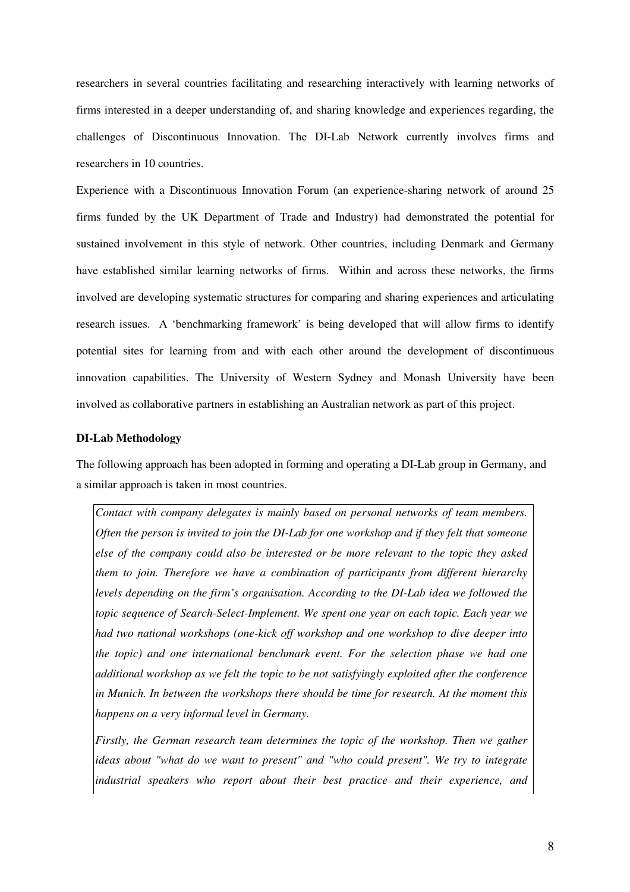researchers in several countries facilitating and researching interactively with learning networks of firms interested in a deeper understanding of, and sharing knowledge and experiences regarding, the challenges of Discontinuous Innovation. The DI-Lab Network currently involves firms and researchers in 10 countries.

Experience with a Discontinuous Innovation Forum (an experience-sharing network of around 25 firms funded by the UK Department of Trade and Industry) had demonstrated the potential for sustained involvement in this style of network. Other countries, including Denmark and Germany have established similar learning networks of firms. Within and across these networks, the firms involved are developing systematic structures for comparing and sharing experiences and articulating research issues. A 'benchmarking framework' is being developed that will allow firms to identify potential sites for learning from and with each other around the development of discontinuous innovation capabilities. The University of Western Sydney and Monash University have been involved as collaborative partners in establishing an Australian network as part of this project.

**DI-Lab Methodology**

The following approach has been adopted in forming and operating a DI-Lab group in Germany, and a similar approach is taken in most countries.

> *Contact with company delegates is mainly based on personal networks of team members. Often the person is invited to join the DI-Lab for one workshop and if they felt that someone else of the company could also be interested or be more relevant to the topic they asked them to join. Therefore we have a combination of participants from different hierarchy levels depending on the firm's organisation. According to the DI-Lab idea we followed the topic sequence of Search-Select-Implement. We spent one year on each topic. Each year we had two national workshops (one-kick off workshop and one workshop to dive deeper into the topic) and one international benchmark event. For the selection phase we had one additional workshop as we felt the topic to be not satisfyingly exploited after the conference in Munich. In between the workshops there should be time for research. At the moment this happens on a very informal level in Germany.*
>
> *Firstly, the German research team determines the topic of the workshop. Then we gather ideas about "what do we want to present" and "who could present". We try to integrate industrial speakers who report about their best practice and their experience, and*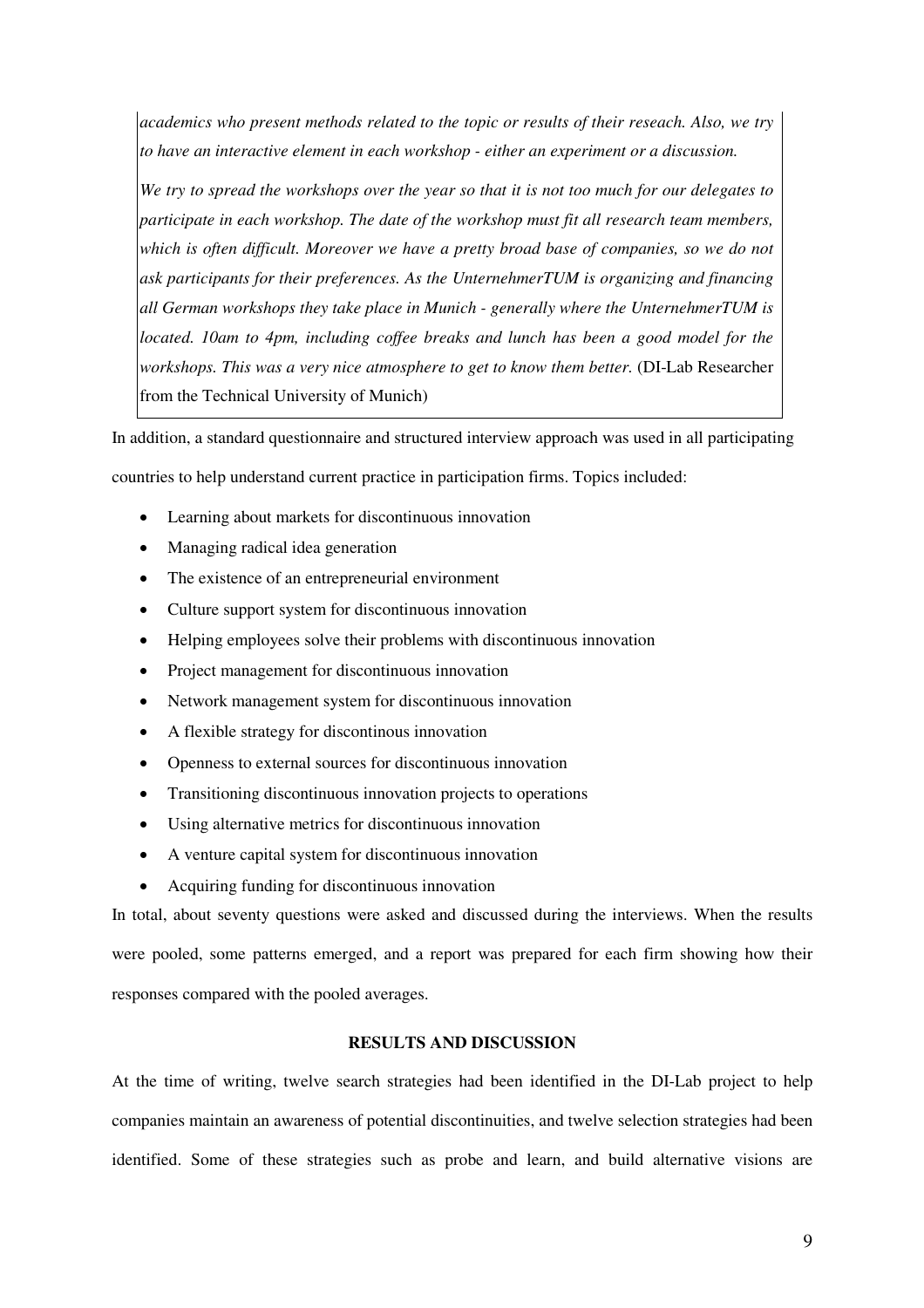*academics who present methods related to the topic or results of their reseach. Also, we try to have an interactive element in each workshop - either an experiment or a discussion.*

*We try to spread the workshops over the year so that it is not too much for our delegates to participate in each workshop. The date of the workshop must fit all research team members, which is often difficult. Moreover we have a pretty broad base of companies, so we do not ask participants for their preferences. As the UnternehmerTUM is organizing and financing all German workshops they take place in Munich - generally where the UnternehmerTUM is located. 10am to 4pm, including coffee breaks and lunch has been a good model for the workshops. This was a very nice atmosphere to get to know them better.* (DI-Lab Researcher from the Technical University of Munich)

In addition, a standard questionnaire and structured interview approach was used in all participating countries to help understand current practice in participation firms. Topics included:

- Learning about markets for discontinuous innovation
- Managing radical idea generation
- The existence of an entrepreneurial environment
- Culture support system for discontinuous innovation
- Helping employees solve their problems with discontinuous innovation
- Project management for discontinuous innovation
- Network management system for discontinuous innovation
- A flexible strategy for discontinous innovation
- Openness to external sources for discontinuous innovation
- Transitioning discontinuous innovation projects to operations
- Using alternative metrics for discontinuous innovation
- A venture capital system for discontinuous innovation
- Acquiring funding for discontinuous innovation

In total, about seventy questions were asked and discussed during the interviews. When the results were pooled, some patterns emerged, and a report was prepared for each firm showing how their responses compared with the pooled averages.

## RESULTS AND DISCUSSION

At the time of writing, twelve search strategies had been identified in the DI-Lab project to help companies maintain an awareness of potential discontinuities, and twelve selection strategies had been identified. Some of these strategies such as probe and learn, and build alternative visions are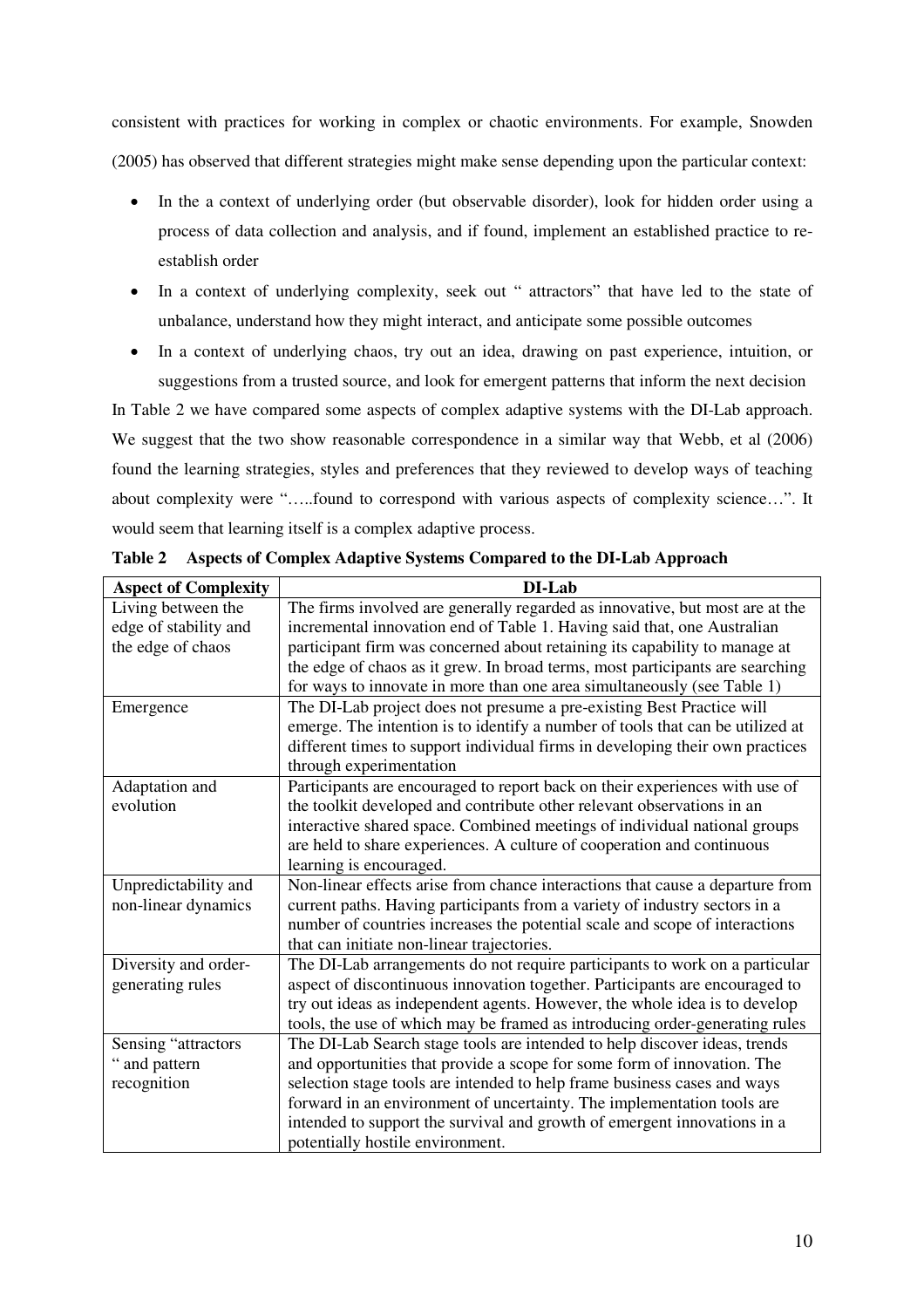consistent with practices for working in complex or chaotic environments. For example, Snowden (2005) has observed that different strategies might make sense depending upon the particular context:

- In the a context of underlying order (but observable disorder), look for hidden order using a process of data collection and analysis, and if found, implement an established practice to re-establish order
- In a context of underlying complexity, seek out " attractors" that have led to the state of unbalance, understand how they might interact, and anticipate some possible outcomes
- In a context of underlying chaos, try out an idea, drawing on past experience, intuition, or suggestions from a trusted source, and look for emergent patterns that inform the next decision

In Table 2 we have compared some aspects of complex adaptive systems with the DI-Lab approach. We suggest that the two show reasonable correspondence in a similar way that Webb, et al (2006) found the learning strategies, styles and preferences that they reviewed to develop ways of teaching about complexity were "…..found to correspond with various aspects of complexity science…". It would seem that learning itself is a complex adaptive process.

**Table 2 Aspects of Complex Adaptive Systems Compared to the DI-Lab Approach**

| Aspect of Complexity | DI-Lab |
|---|---|
| Living between the edge of stability and the edge of chaos | The firms involved are generally regarded as innovative, but most are at the incremental innovation end of Table 1. Having said that, one Australian participant firm was concerned about retaining its capability to manage at the edge of chaos as it grew. In broad terms, most participants are searching for ways to innovate in more than one area simultaneously (see Table 1) |
| Emergence | The DI-Lab project does not presume a pre-existing Best Practice will emerge. The intention is to identify a number of tools that can be utilized at different times to support individual firms in developing their own practices through experimentation |
| Adaptation and evolution | Participants are encouraged to report back on their experiences with use of the toolkit developed and contribute other relevant observations in an interactive shared space. Combined meetings of individual national groups are held to share experiences. A culture of cooperation and continuous learning is encouraged. |
| Unpredictability and non-linear dynamics | Non-linear effects arise from chance interactions that cause a departure from current paths. Having participants from a variety of industry sectors in a number of countries increases the potential scale and scope of interactions that can initiate non-linear trajectories. |
| Diversity and order-generating rules | The DI-Lab arrangements do not require participants to work on a particular aspect of discontinuous innovation together. Participants are encouraged to try out ideas as independent agents. However, the whole idea is to develop tools, the use of which may be framed as introducing order-generating rules |
| Sensing "attractors " and pattern recognition | The DI-Lab Search stage tools are intended to help discover ideas, trends and opportunities that provide a scope for some form of innovation. The selection stage tools are intended to help frame business cases and ways forward in an environment of uncertainty. The implementation tools are intended to support the survival and growth of emergent innovations in a potentially hostile environment. |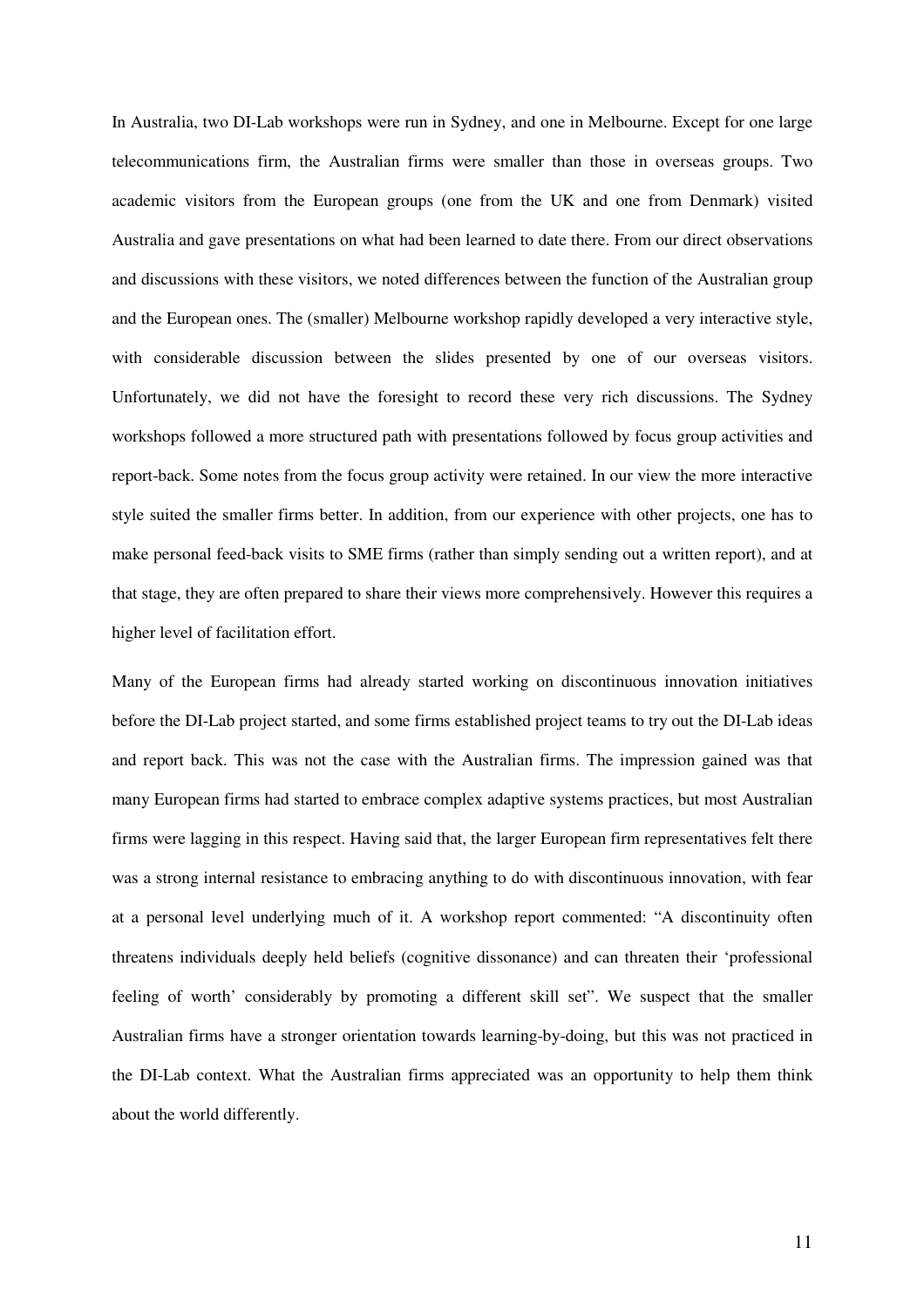In Australia, two DI-Lab workshops were run in Sydney, and one in Melbourne. Except for one large telecommunications firm, the Australian firms were smaller than those in overseas groups. Two academic visitors from the European groups (one from the UK and one from Denmark) visited Australia and gave presentations on what had been learned to date there. From our direct observations and discussions with these visitors, we noted differences between the function of the Australian group and the European ones. The (smaller) Melbourne workshop rapidly developed a very interactive style, with considerable discussion between the slides presented by one of our overseas visitors. Unfortunately, we did not have the foresight to record these very rich discussions. The Sydney workshops followed a more structured path with presentations followed by focus group activities and report-back. Some notes from the focus group activity were retained. In our view the more interactive style suited the smaller firms better. In addition, from our experience with other projects, one has to make personal feed-back visits to SME firms (rather than simply sending out a written report), and at that stage, they are often prepared to share their views more comprehensively. However this requires a higher level of facilitation effort.

Many of the European firms had already started working on discontinuous innovation initiatives before the DI-Lab project started, and some firms established project teams to try out the DI-Lab ideas and report back. This was not the case with the Australian firms. The impression gained was that many European firms had started to embrace complex adaptive systems practices, but most Australian firms were lagging in this respect. Having said that, the larger European firm representatives felt there was a strong internal resistance to embracing anything to do with discontinuous innovation, with fear at a personal level underlying much of it. A workshop report commented: "A discontinuity often threatens individuals deeply held beliefs (cognitive dissonance) and can threaten their 'professional feeling of worth' considerably by promoting a different skill set". We suspect that the smaller Australian firms have a stronger orientation towards learning-by-doing, but this was not practiced in the DI-Lab context. What the Australian firms appreciated was an opportunity to help them think about the world differently.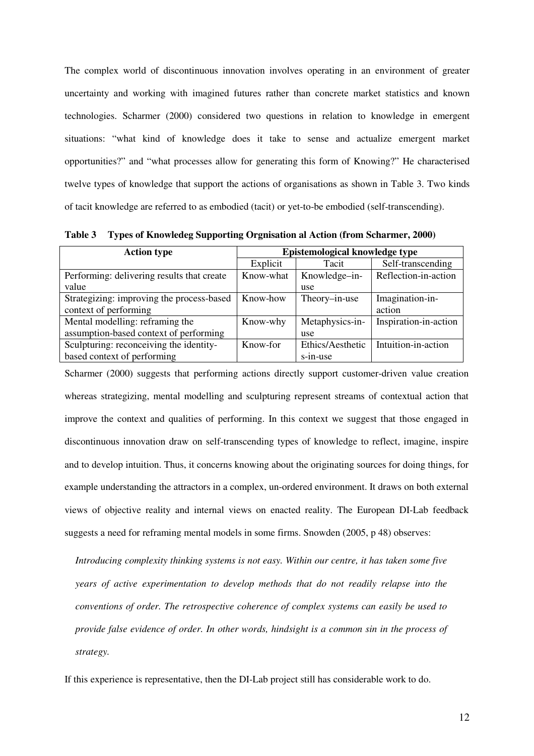The complex world of discontinuous innovation involves operating in an environment of greater uncertainty and working with imagined futures rather than concrete market statistics and known technologies. Scharmer (2000) considered two questions in relation to knowledge in emergent situations: "what kind of knowledge does it take to sense and actualize emergent market opportunities?" and "what processes allow for generating this form of Knowing?" He characterised twelve types of knowledge that support the actions of organisations as shown in Table 3. Two kinds of tacit knowledge are referred to as embodied (tacit) or yet-to-be embodied (self-transcending).

**Table 3 Types of Knowledeg Supporting Orgnisation al Action (from Scharmer, 2000)**

| Action type | Epistemological knowledge type | | |
|---|---|---|---|
| | Explicit | Tacit | Self-transcending |
| Performing: delivering results that create value | Know-what | Knowledge–in-use | Reflection-in-action |
| Strategizing: improving the process-based context of performing | Know-how | Theory–in-use | Imagination-in-action |
| Mental modelling: reframing the assumption-based context of performing | Know-why | Metaphysics-in-use | Inspiration-in-action |
| Sculpturing: reconceiving the identity-based context of performing | Know-for | Ethics/Aesthetics-in-use | Intuition-in-action |

Scharmer (2000) suggests that performing actions directly support customer-driven value creation whereas strategizing, mental modelling and sculpturing represent streams of contextual action that improve the context and qualities of performing. In this context we suggest that those engaged in discontinuous innovation draw on self-transcending types of knowledge to reflect, imagine, inspire and to develop intuition. Thus, it concerns knowing about the originating sources for doing things, for example understanding the attractors in a complex, un-ordered environment. It draws on both external views of objective reality and internal views on enacted reality. The European DI-Lab feedback suggests a need for reframing mental models in some firms. Snowden (2005, p 48) observes:

> *Introducing complexity thinking systems is not easy. Within our centre, it has taken some five years of active experimentation to develop methods that do not readily relapse into the conventions of order. The retrospective coherence of complex systems can easily be used to provide false evidence of order. In other words, hindsight is a common sin in the process of strategy.*

If this experience is representative, then the DI-Lab project still has considerable work to do.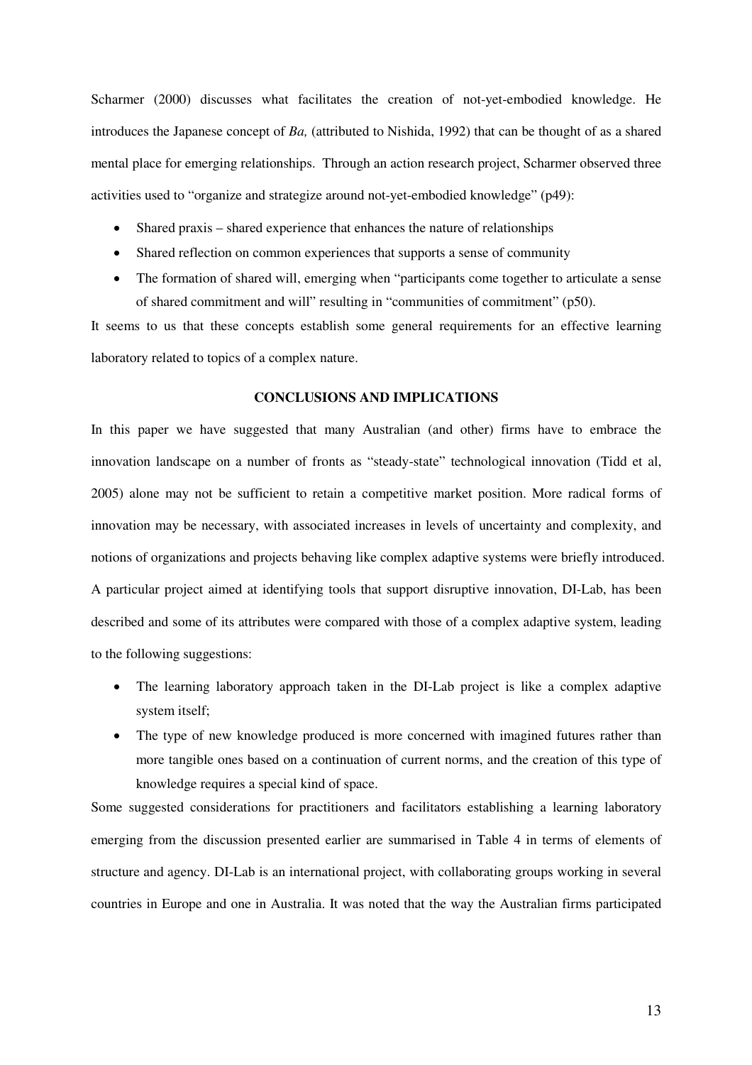Scharmer (2000) discusses what facilitates the creation of not-yet-embodied knowledge. He introduces the Japanese concept of *Ba,* (attributed to Nishida, 1992) that can be thought of as a shared mental place for emerging relationships. Through an action research project, Scharmer observed three activities used to "organize and strategize around not-yet-embodied knowledge" (p49):

- Shared praxis – shared experience that enhances the nature of relationships
- Shared reflection on common experiences that supports a sense of community
- The formation of shared will, emerging when "participants come together to articulate a sense of shared commitment and will" resulting in "communities of commitment" (p50).

It seems to us that these concepts establish some general requirements for an effective learning laboratory related to topics of a complex nature.

## CONCLUSIONS AND IMPLICATIONS

In this paper we have suggested that many Australian (and other) firms have to embrace the innovation landscape on a number of fronts as "steady-state" technological innovation (Tidd et al, 2005) alone may not be sufficient to retain a competitive market position. More radical forms of innovation may be necessary, with associated increases in levels of uncertainty and complexity, and notions of organizations and projects behaving like complex adaptive systems were briefly introduced. A particular project aimed at identifying tools that support disruptive innovation, DI-Lab, has been described and some of its attributes were compared with those of a complex adaptive system, leading to the following suggestions:

- The learning laboratory approach taken in the DI-Lab project is like a complex adaptive system itself;
- The type of new knowledge produced is more concerned with imagined futures rather than more tangible ones based on a continuation of current norms, and the creation of this type of knowledge requires a special kind of space.

Some suggested considerations for practitioners and facilitators establishing a learning laboratory emerging from the discussion presented earlier are summarised in Table 4 in terms of elements of structure and agency. DI-Lab is an international project, with collaborating groups working in several countries in Europe and one in Australia. It was noted that the way the Australian firms participated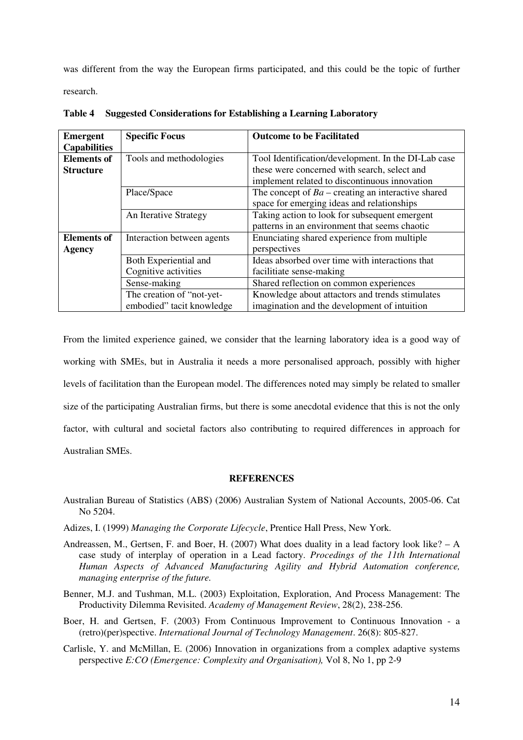was different from the way the European firms participated, and this could be the topic of further research.

**Table 4 Suggested Considerations for Establishing a Learning Laboratory**

| Emergent Capabilities | Specific Focus | Outcome to be Facilitated |
|---|---|---|
| **Elements of Structure** | Tools and methodologies | Tool Identification/development. In the DI-Lab case these were concerned with search, select and implement related to discontinuous innovation |
| | Place/Space | The concept of *Ba* – creating an interactive shared space for emerging ideas and relationships |
| | An Iterative Strategy | Taking action to look for subsequent emergent patterns in an environment that seems chaotic |
| **Elements of Agency** | Interaction between agents | Enunciating shared experience from multiple perspectives |
| | Both Experiential and Cognitive activities | Ideas absorbed over time with interactions that facilitiate sense-making |
| | Sense-making | Shared reflection on common experiences |
| | The creation of "not-yet-embodied" tacit knowledge | Knowledge about attactors and trends stimulates imagination and the development of intuition |

From the limited experience gained, we consider that the learning laboratory idea is a good way of working with SMEs, but in Australia it needs a more personalised approach, possibly with higher levels of facilitation than the European model. The differences noted may simply be related to smaller size of the participating Australian firms, but there is some anecdotal evidence that this is not the only factor, with cultural and societal factors also contributing to required differences in approach for Australian SMEs.

## REFERENCES

Australian Bureau of Statistics (ABS) (2006) Australian System of National Accounts, 2005-06. Cat No 5204.

Adizes, I. (1999) *Managing the Corporate Lifecycle*, Prentice Hall Press, New York.

Andreassen, M., Gertsen, F. and Boer, H. (2007) What does duality in a lead factory look like? – A case study of interplay of operation in a Lead factory. *Procedings of the 11th International Human Aspects of Advanced Manufacturing Agility and Hybrid Automation conference, managing enterprise of the future.*

Benner, M.J. and Tushman, M.L. (2003) Exploitation, Exploration, And Process Management: The Productivity Dilemma Revisited. *Academy of Management Review*, 28(2), 238-256.

Boer, H. and Gertsen, F. (2003) From Continuous Improvement to Continuous Innovation - a (retro)(per)spective. *International Journal of Technology Management*. 26(8): 805-827.

Carlisle, Y. and McMillan, E. (2006) Innovation in organizations from a complex adaptive systems perspective *E:CO (Emergence: Complexity and Organisation),* Vol 8, No 1, pp 2-9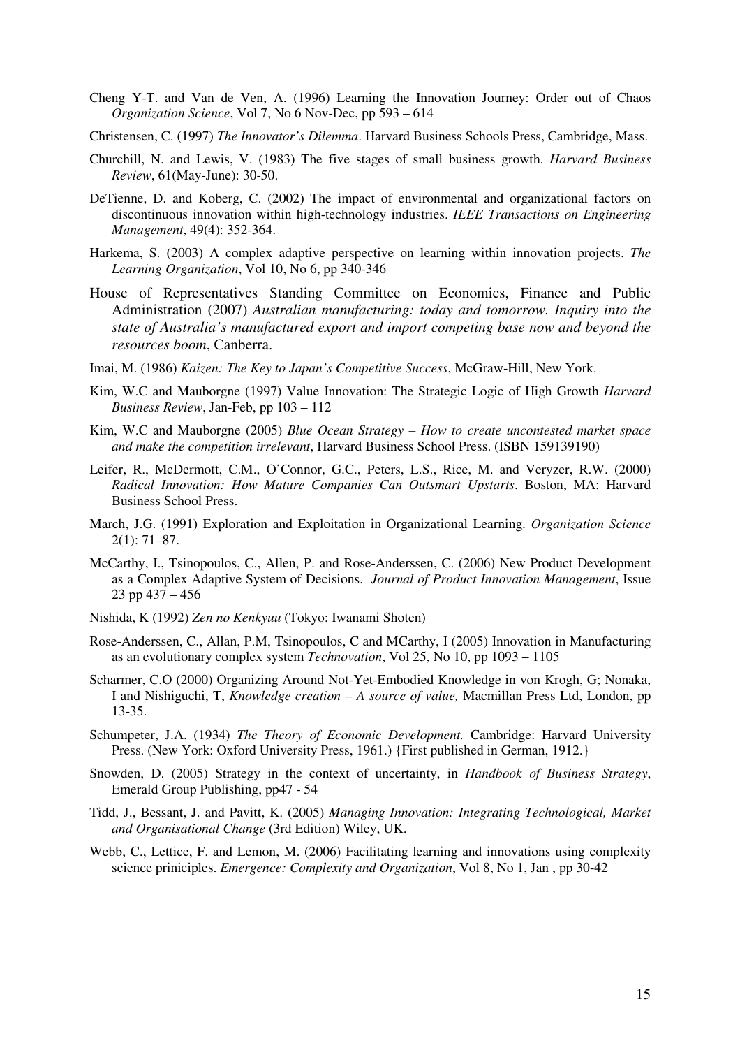Cheng Y-T. and Van de Ven, A. (1996) Learning the Innovation Journey: Order out of Chaos *Organization Science*, Vol 7, No 6 Nov-Dec, pp 593 – 614

Christensen, C. (1997) *The Innovator's Dilemma*. Harvard Business Schools Press, Cambridge, Mass.

Churchill, N. and Lewis, V. (1983) The five stages of small business growth. *Harvard Business Review*, 61(May-June): 30-50.

DeTienne, D. and Koberg, C. (2002) The impact of environmental and organizational factors on discontinuous innovation within high-technology industries. *IEEE Transactions on Engineering Management*, 49(4): 352-364.

Harkema, S. (2003) A complex adaptive perspective on learning within innovation projects. *The Learning Organization*, Vol 10, No 6, pp 340-346

House of Representatives Standing Committee on Economics, Finance and Public Administration (2007) *Australian manufacturing: today and tomorrow. Inquiry into the state of Australia's manufactured export and import competing base now and beyond the resources boom*, Canberra.

Imai, M. (1986) *Kaizen: The Key to Japan's Competitive Success*, McGraw-Hill, New York.

Kim, W.C and Mauborgne (1997) Value Innovation: The Strategic Logic of High Growth *Harvard Business Review*, Jan-Feb, pp 103 – 112

Kim, W.C and Mauborgne (2005) *Blue Ocean Strategy – How to create uncontested market space and make the competition irrelevant*, Harvard Business School Press. (ISBN 159139190)

Leifer, R., McDermott, C.M., O'Connor, G.C., Peters, L.S., Rice, M. and Veryzer, R.W. (2000) *Radical Innovation: How Mature Companies Can Outsmart Upstarts*. Boston, MA: Harvard Business School Press.

March, J.G. (1991) Exploration and Exploitation in Organizational Learning. *Organization Science* 2(1): 71–87.

McCarthy, I., Tsinopoulos, C., Allen, P. and Rose-Anderssen, C. (2006) New Product Development as a Complex Adaptive System of Decisions. *Journal of Product Innovation Management*, Issue 23 pp 437 – 456

Nishida, K (1992) *Zen no Kenkyuu* (Tokyo: Iwanami Shoten)

Rose-Anderssen, C., Allan, P.M, Tsinopoulos, C and MCarthy, I (2005) Innovation in Manufacturing as an evolutionary complex system *Technovation*, Vol 25, No 10, pp 1093 – 1105

Scharmer, C.O (2000) Organizing Around Not-Yet-Embodied Knowledge in von Krogh, G; Nonaka, I and Nishiguchi, T, *Knowledge creation – A source of value,* Macmillan Press Ltd, London, pp 13-35.

Schumpeter, J.A. (1934) *The Theory of Economic Development.* Cambridge: Harvard University Press. (New York: Oxford University Press, 1961.) {First published in German, 1912.}

Snowden, D. (2005) Strategy in the context of uncertainty, in *Handbook of Business Strategy*, Emerald Group Publishing, pp47 - 54

Tidd, J., Bessant, J. and Pavitt, K. (2005) *Managing Innovation: Integrating Technological, Market and Organisational Change* (3rd Edition) Wiley, UK.

Webb, C., Lettice, F. and Lemon, M. (2006) Facilitating learning and innovations using complexity science priniciples. *Emergence: Complexity and Organization*, Vol 8, No 1, Jan , pp 30-42